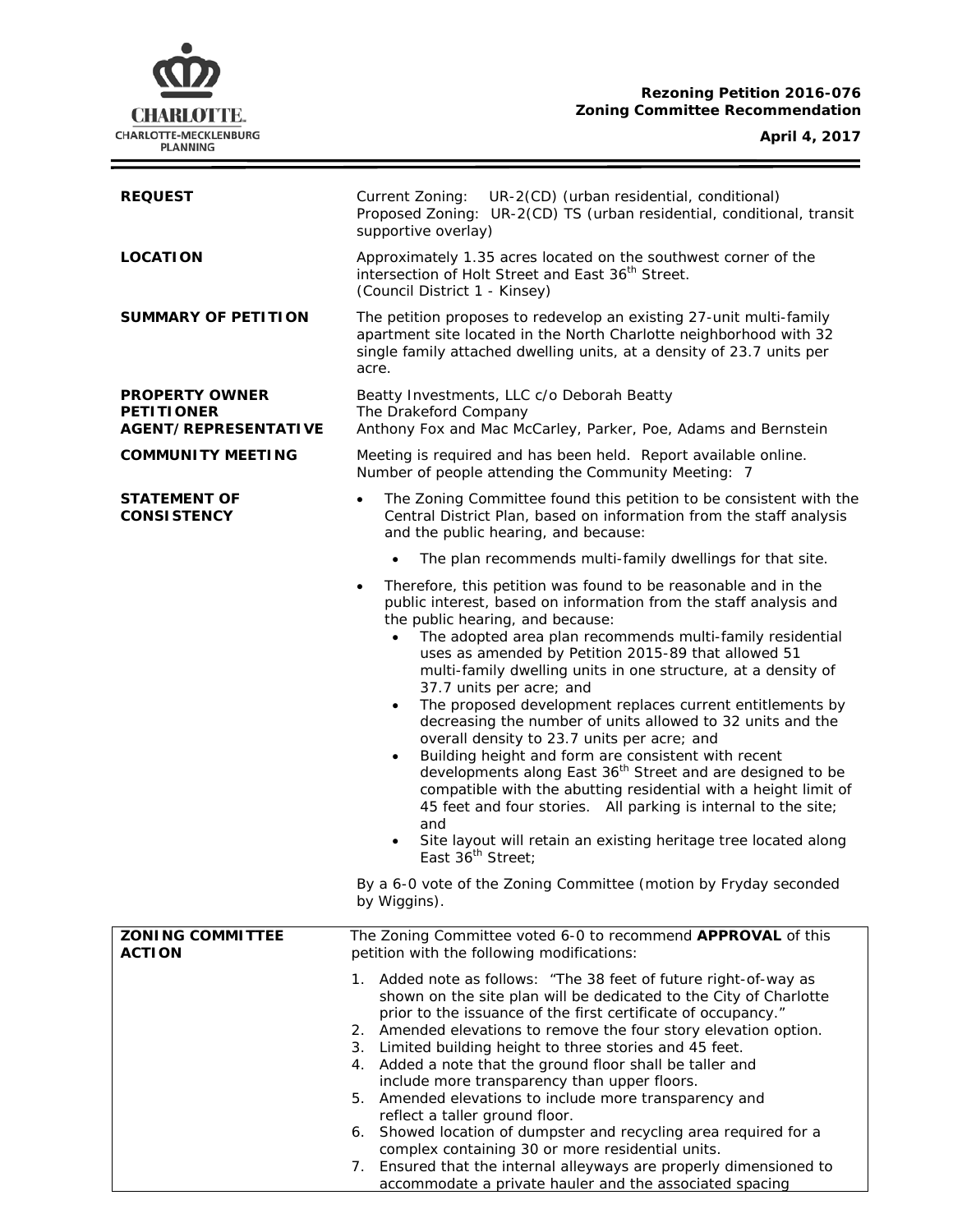**Rezoning Petition 2016-076**
**Zoning Committee Recommendation**

**April 4, 2017**

| | |
|---|---|
| **REQUEST** | Current Zoning: UR-2(CD) (urban residential, conditional)<br>Proposed Zoning: UR-2(CD) TS (urban residential, conditional, transit supportive overlay) |
| **LOCATION** | Approximately 1.35 acres located on the southwest corner of the intersection of Holt Street and East 36th Street.<br>(Council District 1 - Kinsey) |
| **SUMMARY OF PETITION** | The petition proposes to redevelop an existing 27-unit multi-family apartment site located in the North Charlotte neighborhood with 32 single family attached dwelling units, at a density of 23.7 units per acre. |
| **PROPERTY OWNER**<br>**PETITIONER**<br>**AGENT/REPRESENTATIVE** | Beatty Investments, LLC c/o Deborah Beatty<br>The Drakeford Company<br>Anthony Fox and Mac McCarley, Parker, Poe, Adams and Bernstein |
| **COMMUNITY MEETING** | Meeting is required and has been held. Report available online.<br>Number of people attending the Community Meeting: 7 |

**STATEMENT OF CONSISTENCY**

- The Zoning Committee found this petition to be consistent with the Central District Plan, based on information from the staff analysis and the public hearing, and because:
  - The plan recommends multi-family dwellings for that site.
- Therefore, this petition was found to be reasonable and in the public interest, based on information from the staff analysis and the public hearing, and because:
  - The adopted area plan recommends multi-family residential uses as amended by Petition 2015-89 that allowed 51 multi-family dwelling units in one structure, at a density of 37.7 units per acre; and
  - The proposed development replaces current entitlements by decreasing the number of units allowed to 32 units and the overall density to 23.7 units per acre; and
  - Building height and form are consistent with recent developments along East 36th Street and are designed to be compatible with the abutting residential with a height limit of 45 feet and four stories. All parking is internal to the site; and
  - Site layout will retain an existing heritage tree located along East 36th Street;

By a 6-0 vote of the Zoning Committee (motion by Fryday seconded by Wiggins).

**ZONING COMMITTEE ACTION**

The Zoning Committee voted 6-0 to recommend **APPROVAL** of this petition with the following modifications:

1. Added note as follows: "The 38 feet of future right-of-way as shown on the site plan will be dedicated to the City of Charlotte prior to the issuance of the first certificate of occupancy."
2. Amended elevations to remove the four story elevation option.
3. Limited building height to three stories and 45 feet.
4. Added a note that the ground floor shall be taller and include more transparency than upper floors.
5. Amended elevations to include more transparency and reflect a taller ground floor.
6. Showed location of dumpster and recycling area required for a complex containing 30 or more residential units.
7. Ensured that the internal alleyways are properly dimensioned to accommodate a private hauler and the associated spacing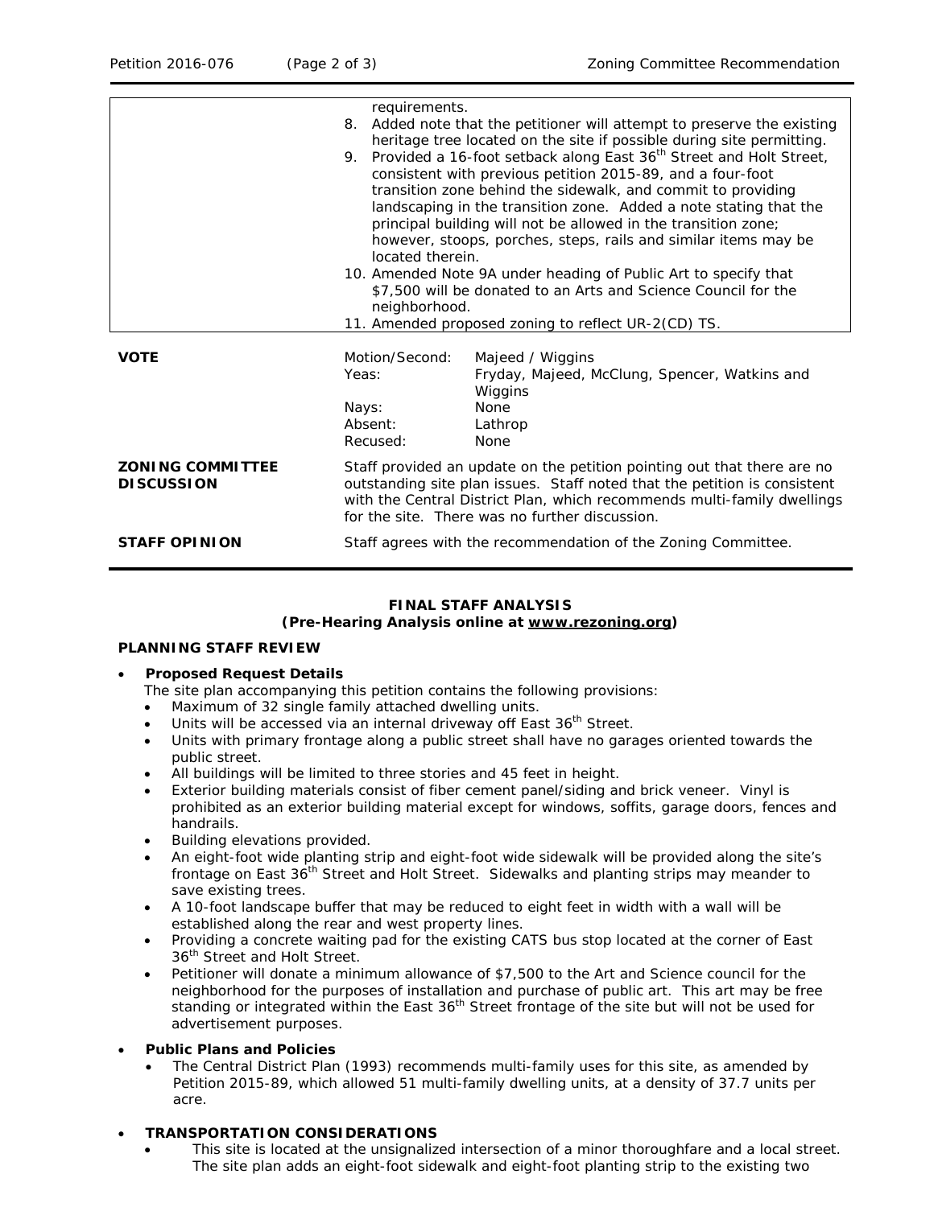| | |
|---|---|
| | requirements.<br>8. Added note that the petitioner will attempt to preserve the existing heritage tree located on the site if possible during site permitting.<br>9. Provided a 16-foot setback along East 36th Street and Holt Street, consistent with previous petition 2015-89, and a four-foot transition zone behind the sidewalk, and commit to providing landscaping in the transition zone. Added a note stating that the principal building will not be allowed in the transition zone; however, stoops, porches, steps, rails and similar items may be located therein.<br>10. Amended Note 9A under heading of Public Art to specify that $7,500 will be donated to an Arts and Science Council for the neighborhood.<br>11. Amended proposed zoning to reflect UR-2(CD) TS. |

| | | |
|---|---|---|
| **VOTE** | Motion/Second: | Majeed / Wiggins |
| | Yeas: | Fryday, Majeed, McClung, Spencer, Watkins and Wiggins |
| | Nays: | None |
| | Absent: | Lathrop |
| | Recused: | None |

| | |
|---|---|
| **ZONING COMMITTEE DISCUSSION** | Staff provided an update on the petition pointing out that there are no outstanding site plan issues. Staff noted that the petition is consistent with the Central District Plan, which recommends multi-family dwellings for the site. There was no further discussion. |
| **STAFF OPINION** | Staff agrees with the recommendation of the Zoning Committee. |

**FINAL STAFF ANALYSIS**
**(Pre-Hearing Analysis online at www.rezoning.org)**

**PLANNING STAFF REVIEW**

- **Proposed Request Details**
  The site plan accompanying this petition contains the following provisions:
  - Maximum of 32 single family attached dwelling units.
  - Units will be accessed via an internal driveway off East 36th Street.
  - Units with primary frontage along a public street shall have no garages oriented towards the public street.
  - All buildings will be limited to three stories and 45 feet in height.
  - Exterior building materials consist of fiber cement panel/siding and brick veneer. Vinyl is prohibited as an exterior building material except for windows, soffits, garage doors, fences and handrails.
  - Building elevations provided.
  - An eight-foot wide planting strip and eight-foot wide sidewalk will be provided along the site's frontage on East 36th Street and Holt Street. Sidewalks and planting strips may meander to save existing trees.
  - A 10-foot landscape buffer that may be reduced to eight feet in width with a wall will be established along the rear and west property lines.
  - Providing a concrete waiting pad for the existing CATS bus stop located at the corner of East 36th Street and Holt Street.
  - Petitioner will donate a minimum allowance of $7,500 to the Art and Science council for the neighborhood for the purposes of installation and purchase of public art. This art may be free standing or integrated within the East 36th Street frontage of the site but will not be used for advertisement purposes.

- **Public Plans and Policies**
  - The Central District Plan (1993) recommends multi-family uses for this site, as amended by Petition 2015-89, which allowed 51 multi-family dwelling units, at a density of 37.7 units per acre.

- **TRANSPORTATION CONSIDERATIONS**
  - This site is located at the unsignalized intersection of a minor thoroughfare and a local street. The site plan adds an eight-foot sidewalk and eight-foot planting strip to the existing two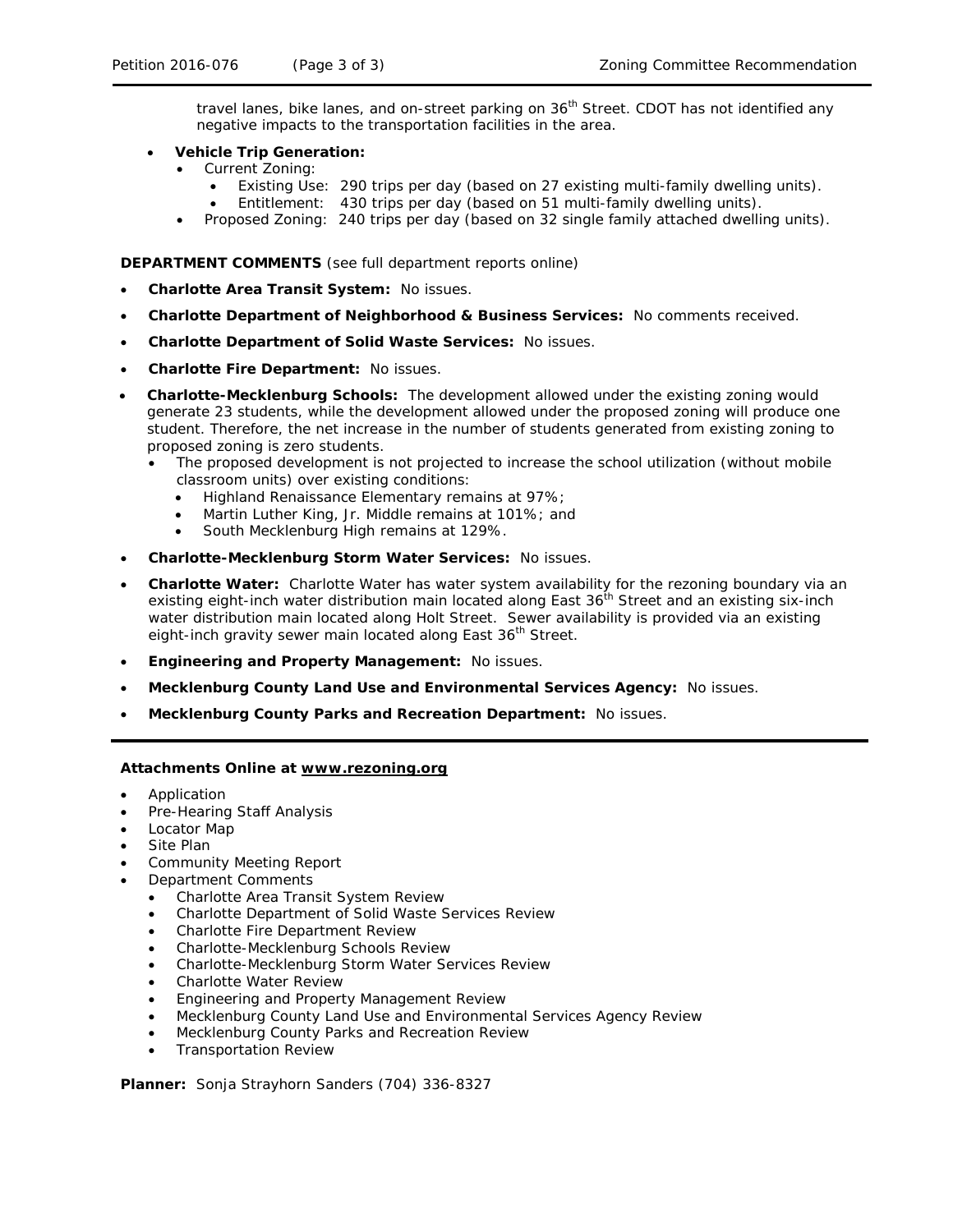travel lanes, bike lanes, and on-street parking on 36th Street. CDOT has not identified any negative impacts to the transportation facilities in the area.

- **Vehicle Trip Generation:**
  - Current Zoning:
    - Existing Use: 290 trips per day (based on 27 existing multi-family dwelling units).
    - Entitlement: 430 trips per day (based on 51 multi-family dwelling units).
  - Proposed Zoning: 240 trips per day (based on 32 single family attached dwelling units).

**DEPARTMENT COMMENTS** (see full department reports online)

- **Charlotte Area Transit System:** No issues.
- **Charlotte Department of Neighborhood & Business Services:** No comments received.
- **Charlotte Department of Solid Waste Services:** No issues.
- **Charlotte Fire Department:** No issues.
- **Charlotte-Mecklenburg Schools:** The development allowed under the existing zoning would generate 23 students, while the development allowed under the proposed zoning will produce one student. Therefore, the net increase in the number of students generated from existing zoning to proposed zoning is zero students.
  - The proposed development is not projected to increase the school utilization (without mobile classroom units) over existing conditions:
    - Highland Renaissance Elementary remains at 97%;
    - Martin Luther King, Jr. Middle remains at 101%; and
    - South Mecklenburg High remains at 129%.
- **Charlotte-Mecklenburg Storm Water Services:** No issues.
- **Charlotte Water:** Charlotte Water has water system availability for the rezoning boundary via an existing eight-inch water distribution main located along East 36th Street and an existing six-inch water distribution main located along Holt Street. Sewer availability is provided via an existing eight-inch gravity sewer main located along East 36th Street.
- **Engineering and Property Management:** No issues.
- **Mecklenburg County Land Use and Environmental Services Agency:** No issues.
- **Mecklenburg County Parks and Recreation Department:** No issues.

**Attachments Online at www.rezoning.org**

- Application
- Pre-Hearing Staff Analysis
- Locator Map
- Site Plan
- Community Meeting Report
- Department Comments
  - Charlotte Area Transit System Review
  - Charlotte Department of Solid Waste Services Review
  - Charlotte Fire Department Review
  - Charlotte-Mecklenburg Schools Review
  - Charlotte-Mecklenburg Storm Water Services Review
  - Charlotte Water Review
  - Engineering and Property Management Review
  - Mecklenburg County Land Use and Environmental Services Agency Review
  - Mecklenburg County Parks and Recreation Review
  - Transportation Review

**Planner:** Sonja Strayhorn Sanders (704) 336-8327